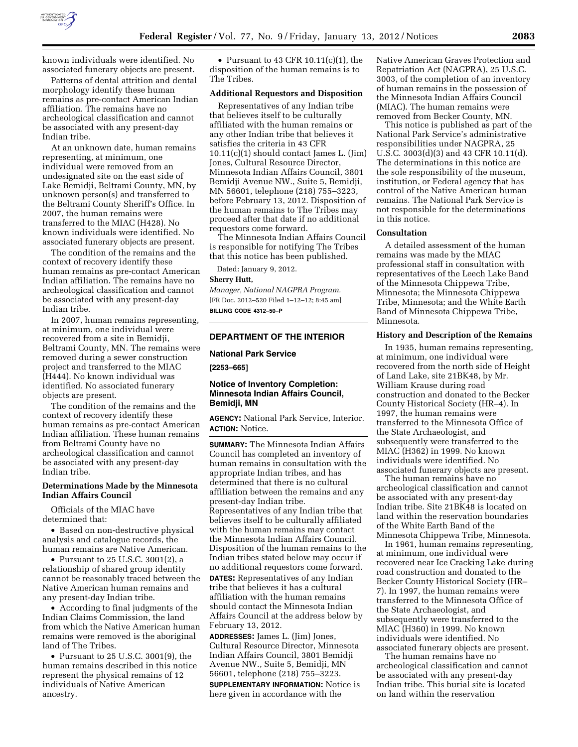known individuals were identified. No associated funerary objects are present.

Patterns of dental attrition and dental morphology identify these human remains as pre-contact American Indian affiliation. The remains have no archeological classification and cannot be associated with any present-day Indian tribe.

At an unknown date, human remains representing, at minimum, one individual were removed from an undesignated site on the east side of Lake Bemidji, Beltrami County, MN, by unknown person(s) and transferred to the Beltrami County Sheriff's Office. In 2007, the human remains were transferred to the MIAC (H428). No known individuals were identified. No associated funerary objects are present.

The condition of the remains and the context of recovery identify these human remains as pre-contact American Indian affiliation. The remains have no archeological classification and cannot be associated with any present-day Indian tribe.

In 2007, human remains representing, at minimum, one individual were recovered from a site in Bemidji, Beltrami County, MN. The remains were removed during a sewer construction project and transferred to the MIAC (H444). No known individual was identified. No associated funerary objects are present.

The condition of the remains and the context of recovery identify these human remains as pre-contact American Indian affiliation. These human remains from Beltrami County have no archeological classification and cannot be associated with any present-day Indian tribe.

### Determinations Made by the Minnesota Indian Affairs Council

Officials of the MIAC have determined that:

- Based on non-destructive physical analysis and catalogue records, the human remains are Native American.
- Pursuant to 25 U.S.C. 3001(2), a relationship of shared group identity cannot be reasonably traced between the Native American human remains and any present-day Indian tribe.
- According to final judgments of the Indian Claims Commission, the land from which the Native American human remains were removed is the aboriginal land of The Tribes.
- Pursuant to 25 U.S.C. 3001(9), the human remains described in this notice represent the physical remains of 12 individuals of Native American ancestry.
- Pursuant to 43 CFR 10.11(c)(1), the disposition of the human remains is to The Tribes.

### Additional Requestors and Disposition

Representatives of any Indian tribe that believes itself to be culturally affiliated with the human remains or any other Indian tribe that believes it satisfies the criteria in 43 CFR 10.11(c)(1) should contact James L. (Jim) Jones, Cultural Resource Director, Minnesota Indian Affairs Council, 3801 Bemidji Avenue NW., Suite 5, Bemidji, MN 56601, telephone (218) 755–3223, before February 13, 2012. Disposition of the human remains to The Tribes may proceed after that date if no additional requestors come forward.

The Minnesota Indian Affairs Council is responsible for notifying The Tribes that this notice has been published.

Dated: January 9, 2012.

**Sherry Hutt,**

*Manager, National NAGPRA Program.*

[FR Doc. 2012–520 Filed 1–12–12; 8:45 am]

**BILLING CODE 4312–50–P**

---

## DEPARTMENT OF THE INTERIOR

### National Park Service

**[2253–665]**

### Notice of Inventory Completion: Minnesota Indian Affairs Council, Bemidji, MN

**AGENCY:** National Park Service, Interior.

**ACTION:** Notice.

**SUMMARY:** The Minnesota Indian Affairs Council has completed an inventory of human remains in consultation with the appropriate Indian tribes, and has determined that there is no cultural affiliation between the remains and any present-day Indian tribe. Representatives of any Indian tribe that believes itself to be culturally affiliated with the human remains may contact the Minnesota Indian Affairs Council. Disposition of the human remains to the Indian tribes stated below may occur if no additional requestors come forward.

**DATES:** Representatives of any Indian tribe that believes it has a cultural affiliation with the human remains should contact the Minnesota Indian Affairs Council at the address below by February 13, 2012.

**ADDRESSES:** James L. (Jim) Jones, Cultural Resource Director, Minnesota Indian Affairs Council, 3801 Bemidji Avenue NW., Suite 5, Bemidji, MN 56601, telephone (218) 755–3223.

**SUPPLEMENTARY INFORMATION:** Notice is here given in accordance with the Native American Graves Protection and Repatriation Act (NAGPRA), 25 U.S.C. 3003, of the completion of an inventory of human remains in the possession of the Minnesota Indian Affairs Council (MIAC). The human remains were removed from Becker County, MN.

This notice is published as part of the National Park Service's administrative responsibilities under NAGPRA, 25 U.S.C. 3003(d)(3) and 43 CFR 10.11(d). The determinations in this notice are the sole responsibility of the museum, institution, or Federal agency that has control of the Native American human remains. The National Park Service is not responsible for the determinations in this notice.

### Consultation

A detailed assessment of the human remains was made by the MIAC professional staff in consultation with representatives of the Leech Lake Band of the Minnesota Chippewa Tribe, Minnesota; the Minnesota Chippewa Tribe, Minnesota; and the White Earth Band of Minnesota Chippewa Tribe, Minnesota.

### History and Description of the Remains

In 1935, human remains representing, at minimum, one individual were recovered from the north side of Height of Land Lake, site 21BK48, by Mr. William Krause during road construction and donated to the Becker County Historical Society (HR–4). In 1997, the human remains were transferred to the Minnesota Office of the State Archaeologist, and subsequently were transferred to the MIAC (H362) in 1999. No known individuals were identified. No associated funerary objects are present.

The human remains have no archeological classification and cannot be associated with any present-day Indian tribe. Site 21BK48 is located on land within the reservation boundaries of the White Earth Band of the Minnesota Chippewa Tribe, Minnesota.

In 1961, human remains representing, at minimum, one individual were recovered near Ice Cracking Lake during road construction and donated to the Becker County Historical Society (HR–7). In 1997, the human remains were transferred to the Minnesota Office of the State Archaeologist, and subsequently were transferred to the MIAC (H360) in 1999. No known individuals were identified. No associated funerary objects are present.

The human remains have no archeological classification and cannot be associated with any present-day Indian tribe. This burial site is located on land within the reservation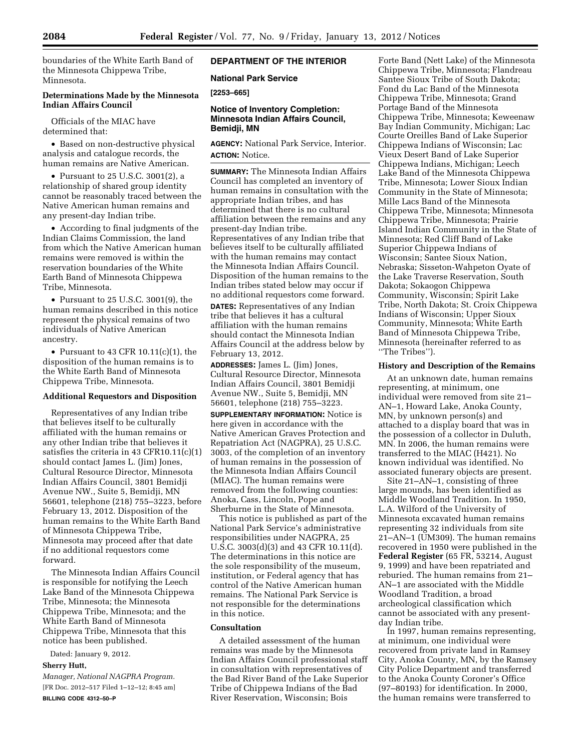boundaries of the White Earth Band of the Minnesota Chippewa Tribe, Minnesota.

**Determinations Made by the Minnesota Indian Affairs Council**

Officials of the MIAC have determined that:

- Based on non-destructive physical analysis and catalogue records, the human remains are Native American.
- Pursuant to 25 U.S.C. 3001(2), a relationship of shared group identity cannot be reasonably traced between the Native American human remains and any present-day Indian tribe.
- According to final judgments of the Indian Claims Commission, the land from which the Native American human remains were removed is within the reservation boundaries of the White Earth Band of Minnesota Chippewa Tribe, Minnesota.
- Pursuant to 25 U.S.C. 3001(9), the human remains described in this notice represent the physical remains of two individuals of Native American ancestry.
- Pursuant to 43 CFR 10.11(c)(1), the disposition of the human remains is to the White Earth Band of Minnesota Chippewa Tribe, Minnesota.

**Additional Requestors and Disposition**

Representatives of any Indian tribe that believes itself to be culturally affiliated with the human remains or any other Indian tribe that believes it satisfies the criteria in 43 CFR10.11(c)(1) should contact James L. (Jim) Jones, Cultural Resource Director, Minnesota Indian Affairs Council, 3801 Bemidji Avenue NW., Suite 5, Bemidji, MN 56601, telephone (218) 755–3223, before February 13, 2012. Disposition of the human remains to the White Earth Band of Minnesota Chippewa Tribe, Minnesota may proceed after that date if no additional requestors come forward.

The Minnesota Indian Affairs Council is responsible for notifying the Leech Lake Band of the Minnesota Chippewa Tribe, Minnesota; the Minnesota Chippewa Tribe, Minnesota; and the White Earth Band of Minnesota Chippewa Tribe, Minnesota that this notice has been published.

Dated: January 9, 2012.

**Sherry Hutt,**

*Manager, National NAGPRA Program.*

[FR Doc. 2012–517 Filed 1–12–12; 8:45 am]

**BILLING CODE 4312–50–P**

**DEPARTMENT OF THE INTERIOR**

**National Park Service**

**[2253–665]**

**Notice of Inventory Completion: Minnesota Indian Affairs Council, Bemidji, MN**

**AGENCY:** National Park Service, Interior.

**ACTION:** Notice.

**SUMMARY:** The Minnesota Indian Affairs Council has completed an inventory of human remains in consultation with the appropriate Indian tribes, and has determined that there is no cultural affiliation between the remains and any present-day Indian tribe. Representatives of any Indian tribe that believes itself to be culturally affiliated with the human remains may contact the Minnesota Indian Affairs Council. Disposition of the human remains to the Indian tribes stated below may occur if no additional requestors come forward.

**DATES:** Representatives of any Indian tribe that believes it has a cultural affiliation with the human remains should contact the Minnesota Indian Affairs Council at the address below by February 13, 2012.

**ADDRESSES:** James L. (Jim) Jones, Cultural Resource Director, Minnesota Indian Affairs Council, 3801 Bemidji Avenue NW., Suite 5, Bemidji, MN 56601, telephone (218) 755–3223.

**SUPPLEMENTARY INFORMATION:** Notice is here given in accordance with the Native American Graves Protection and Repatriation Act (NAGPRA), 25 U.S.C. 3003, of the completion of an inventory of human remains in the possession of the Minnesota Indian Affairs Council (MIAC). The human remains were removed from the following counties: Anoka, Cass, Lincoln, Pope and Sherburne in the State of Minnesota.

This notice is published as part of the National Park Service's administrative responsibilities under NAGPRA, 25 U.S.C. 3003(d)(3) and 43 CFR 10.11(d). The determinations in this notice are the sole responsibility of the museum, institution, or Federal agency that has control of the Native American human remains. The National Park Service is not responsible for the determinations in this notice.

**Consultation**

A detailed assessment of the human remains was made by the Minnesota Indian Affairs Council professional staff in consultation with representatives of the Bad River Band of the Lake Superior Tribe of Chippewa Indians of the Bad River Reservation, Wisconsin; Bois Forte Band (Nett Lake) of the Minnesota Chippewa Tribe, Minnesota; Flandreau Santee Sioux Tribe of South Dakota; Fond du Lac Band of the Minnesota Chippewa Tribe, Minnesota; Grand Portage Band of the Minnesota Chippewa Tribe, Minnesota; Keweenaw Bay Indian Community, Michigan; Lac Courte Oreilles Band of Lake Superior Chippewa Indians of Wisconsin; Lac Vieux Desert Band of Lake Superior Chippewa Indians, Michigan; Leech Lake Band of the Minnesota Chippewa Tribe, Minnesota; Lower Sioux Indian Community in the State of Minnesota; Mille Lacs Band of the Minnesota Chippewa Tribe, Minnesota; Minnesota Chippewa Tribe, Minnesota; Prairie Island Indian Community in the State of Minnesota; Red Cliff Band of Lake Superior Chippewa Indians of Wisconsin; Santee Sioux Nation, Nebraska; Sisseton-Wahpeton Oyate of the Lake Traverse Reservation, South Dakota; Sokaogon Chippewa Community, Wisconsin; Spirit Lake Tribe, North Dakota; St. Croix Chippewa Indians of Wisconsin; Upper Sioux Community, Minnesota; White Earth Band of Minnesota Chippewa Tribe, Minnesota (hereinafter referred to as ''The Tribes'').

**History and Description of the Remains**

At an unknown date, human remains representing, at minimum, one individual were removed from site 21–AN–1, Howard Lake, Anoka County, MN, by unknown person(s) and attached to a display board that was in the possession of a collector in Duluth, MN. In 2006, the human remains were transferred to the MIAC (H421). No known individual was identified. No associated funerary objects are present.

Site 21–AN–1, consisting of three large mounds, has been identified as Middle Woodland Tradition. In 1950, L.A. Wilford of the University of Minnesota excavated human remains representing 32 individuals from site 21–AN–1 (UM309). The human remains recovered in 1950 were published in the **Federal Register** (65 FR, 53214, August 9, 1999) and have been repatriated and reburied. The human remains from 21–AN–1 are associated with the Middle Woodland Tradition, a broad archeological classification which cannot be associated with any present-day Indian tribe.

In 1997, human remains representing, at minimum, one individual were recovered from private land in Ramsey City, Anoka County, MN, by the Ramsey City Police Department and transferred to the Anoka County Coroner's Office (97–80193) for identification. In 2000, the human remains were transferred to